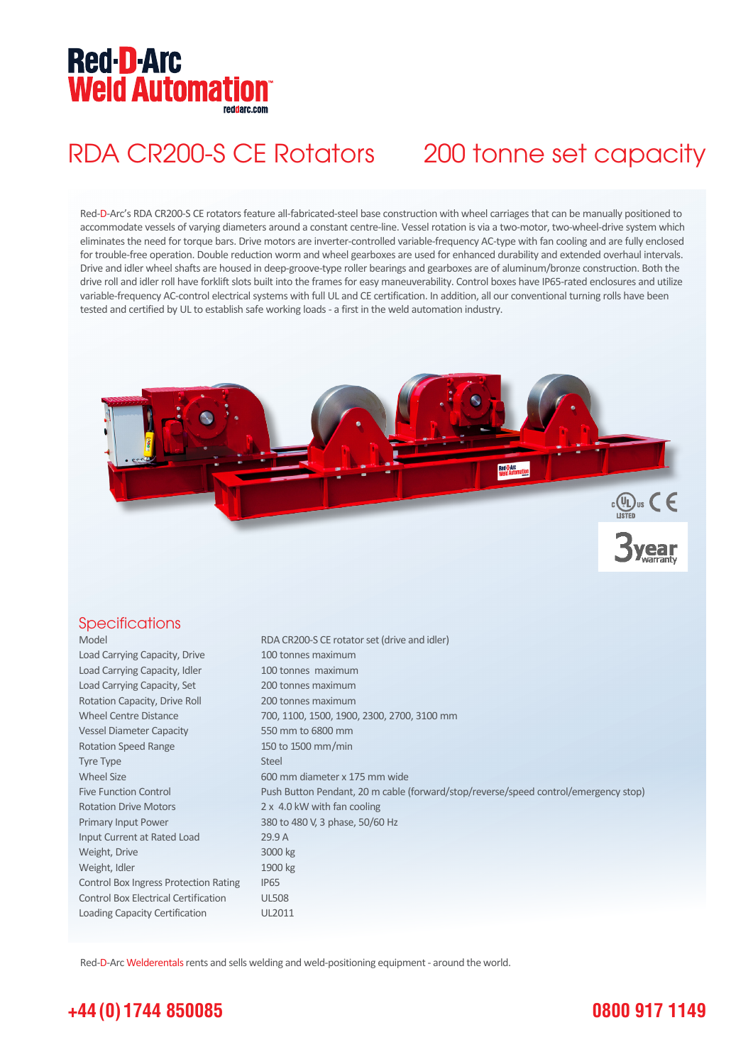# Red-D-Arc Weld Automation

reddarc.com

# RDA CR200-S CE Rotators 200 tonne set capacity

Red-D-Arc's RDA CR200-S CE rotators feature all-fabricated-steel base construction with wheel carriages that can be manually positioned to accommodate vessels of varying diameters around a constant centre-line. Vessel rotation is via a two-motor, two-wheel-drive system which eliminates the need for torque bars. Drive motors are inverter-controlled variable-frequency AC-type with fan cooling and are fully enclosed for trouble-free operation. Double reduction worm and wheel gearboxes are used for enhanced durability and extended overhaul intervals. Drive and idler wheel shafts are housed in deep-groove-type roller bearings and gearboxes are of aluminum/bronze construction. Both the drive roll and idler roll have forklift slots built into the frames for easy maneuverability. Control boxes have IP65-rated enclosures and utilize variable-frequency AC-control electrical systems with full UL and CE certification. In addition, all our conventional turning rolls have been tested and certified by UL to establish safe working loads - a first in the weld automation industry.

c UL us LISTED CE

3 year warranty

## Specifications

| | |
|---|---|
| Model | RDA CR200-S CE rotator set (drive and idler) |
| Load Carrying Capacity, Drive | 100 tonnes maximum |
| Load Carrying Capacity, Idler | 100 tonnes maximum |
| Load Carrying Capacity, Set | 200 tonnes maximum |
| Rotation Capacity, Drive Roll | 200 tonnes maximum |
| Wheel Centre Distance | 700, 1100, 1500, 1900, 2300, 2700, 3100 mm |
| Vessel Diameter Capacity | 550 mm to 6800 mm |
| Rotation Speed Range | 150 to 1500 mm/min |
| Tyre Type | Steel |
| Wheel Size | 600 mm diameter x 175 mm wide |
| Five Function Control | Push Button Pendant, 20 m cable (forward/stop/reverse/speed control/emergency stop) |
| Rotation Drive Motors | 2 x 4.0 kW with fan cooling |
| Primary Input Power | 380 to 480 V, 3 phase, 50/60 Hz |
| Input Current at Rated Load | 29.9 A |
| Weight, Drive | 3000 kg |
| Weight, Idler | 1900 kg |
| Control Box Ingress Protection Rating | IP65 |
| Control Box Electrical Certification | UL508 |
| Loading Capacity Certification | UL2011 |

Red-D-Arc Welderentals rents and sells welding and weld-positioning equipment - around the world.

**+44 (0) 1744 850085** **0800 917 1149**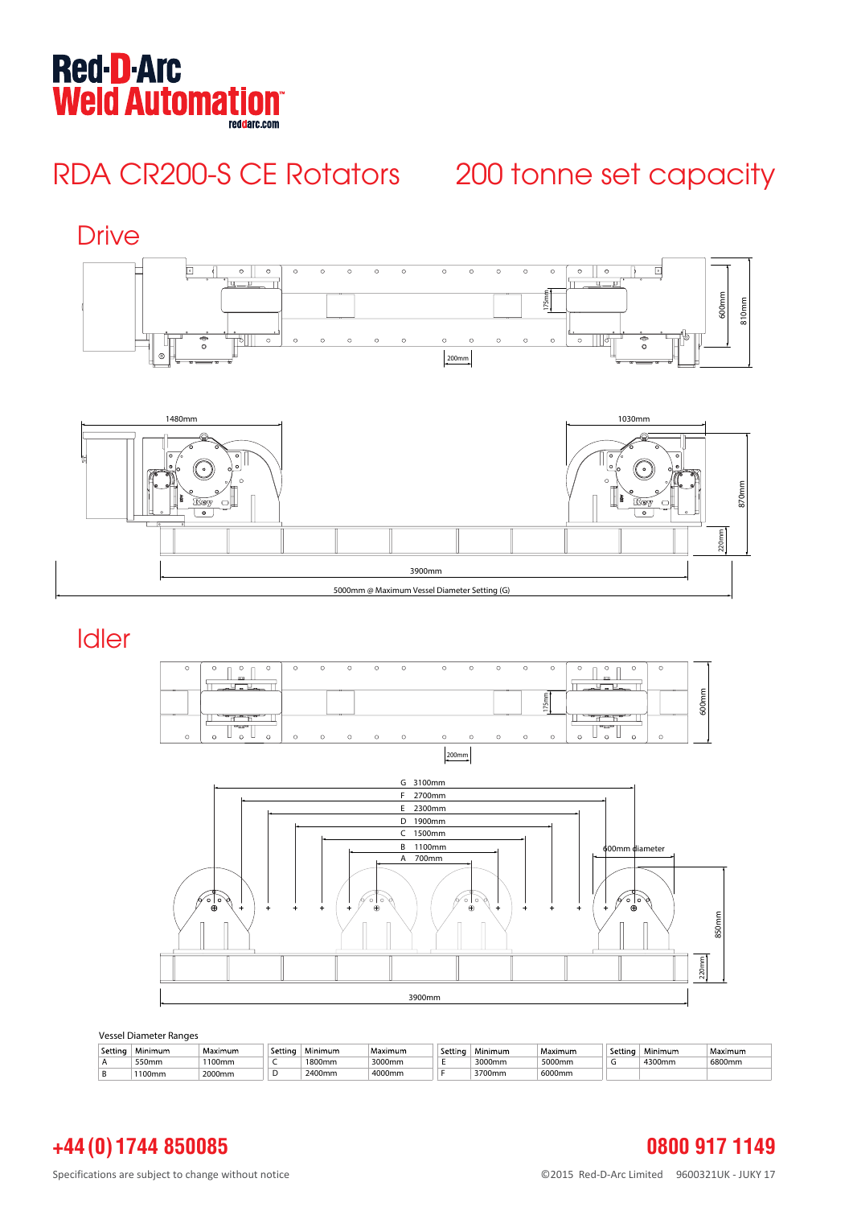Red-D-Arc
Weld Automation
reddarc.com

# RDA CR200-S CE Rotators 200 tonne set capacity

## Drive

175mm
200mm
600mm
810mm

1480mm
1030mm
870mm
220mm
3900mm
5000mm @ Maximum Vessel Diameter Setting (G)

## Idler

175mm
200mm
600mm

G 3100mm
F 2700mm
E 2300mm
D 1900mm
C 1500mm
B 1100mm
A 700mm
600mm diameter
850mm
220mm
3900mm

Vessel Diameter Ranges

| Setting | Minimum | Maximum | Setting | Minimum | Maximum | Setting | Minimum | Maximum | Setting | Minimum | Maximum |
|---|---|---|---|---|---|---|---|---|---|---|---|
| A | 550mm | 1100mm | C | 1800mm | 3000mm | E | 3000mm | 5000mm | G | 4300mm | 6800mm |
| B | 1100mm | 2000mm | D | 2400mm | 4000mm | F | 3700mm | 6000mm | | | |

**+44 (0) 1744 850085** **0800 917 1149**

Specifications are subject to change without notice

©2015 Red-D-Arc Limited 9600321UK - JUKY 17